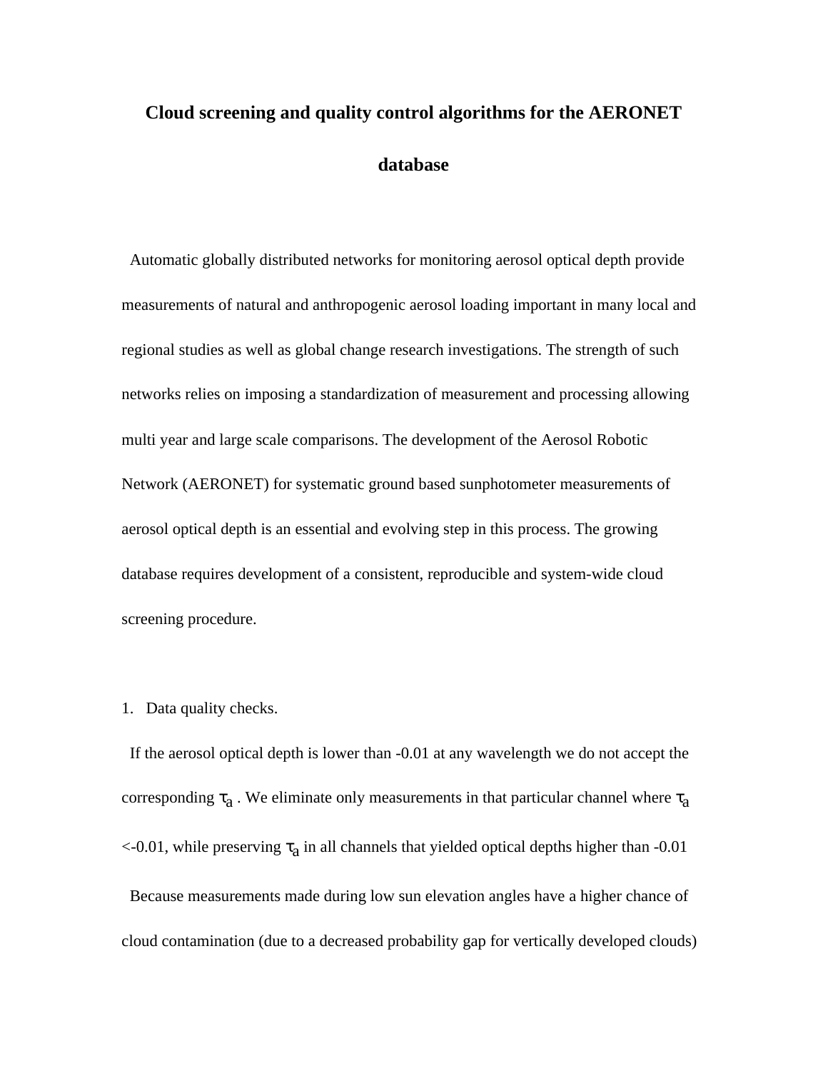# Cloud screening and quality control algorithms for the AERONET database

Automatic globally distributed networks for monitoring aerosol optical depth provide measurements of natural and anthropogenic aerosol loading important in many local and regional studies as well as global change research investigations. The strength of such networks relies on imposing a standardization of measurement and processing allowing multi year and large scale comparisons. The development of the Aerosol Robotic Network (AERONET) for systematic ground based sunphotometer measurements of aerosol optical depth is an essential and evolving step in this process. The growing database requires development of a consistent, reproducible and system-wide cloud screening procedure.

1. Data quality checks.

If the aerosol optical depth is lower than -0.01 at any wavelength we do not accept the corresponding $\tau_a$ . We eliminate only measurements in that particular channel where $\tau_a$ <-0.01, while preserving $\tau_a$ in all channels that yielded optical depths higher than -0.01

Because measurements made during low sun elevation angles have a higher chance of cloud contamination (due to a decreased probability gap for vertically developed clouds)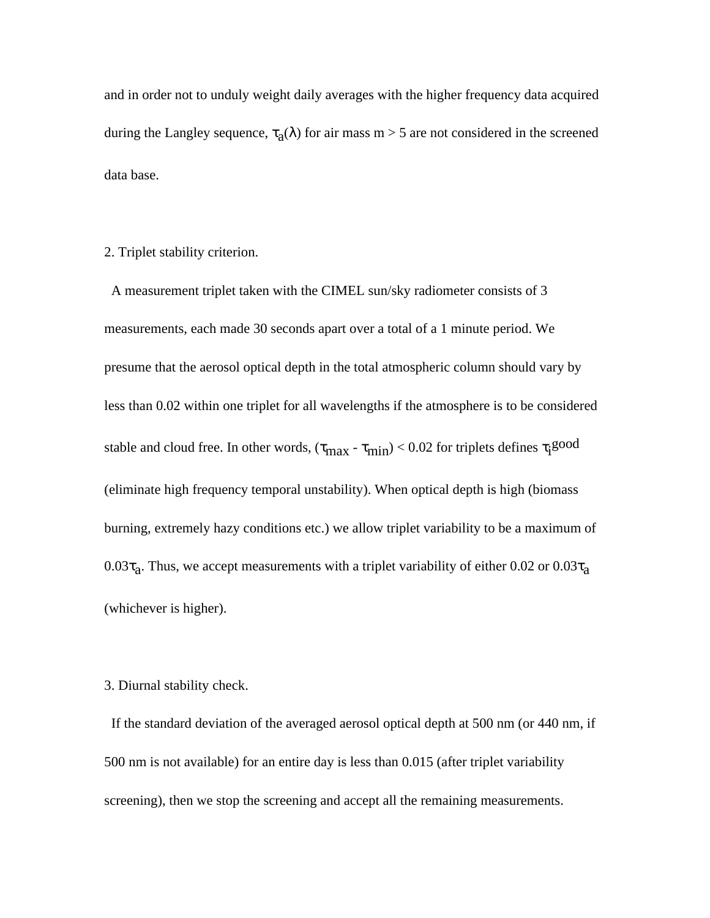and in order not to unduly weight daily averages with the higher frequency data acquired during the Langley sequence, $\tau_a(\lambda)$ for air mass m > 5 are not considered in the screened data base.

2. Triplet stability criterion.

A measurement triplet taken with the CIMEL sun/sky radiometer consists of 3 measurements, each made 30 seconds apart over a total of a 1 minute period. We presume that the aerosol optical depth in the total atmospheric column should vary by less than 0.02 within one triplet for all wavelengths if the atmosphere is to be considered stable and cloud free. In other words, $(\tau_{max} - \tau_{min}) < 0.02$ for triplets defines $\tau_i^{good}$ (eliminate high frequency temporal unstability). When optical depth is high (biomass burning, extremely hazy conditions etc.) we allow triplet variability to be a maximum of $0.03\tau_a$. Thus, we accept measurements with a triplet variability of either 0.02 or $0.03\tau_a$ (whichever is higher).

3. Diurnal stability check.

If the standard deviation of the averaged aerosol optical depth at 500 nm (or 440 nm, if 500 nm is not available) for an entire day is less than 0.015 (after triplet variability screening), then we stop the screening and accept all the remaining measurements.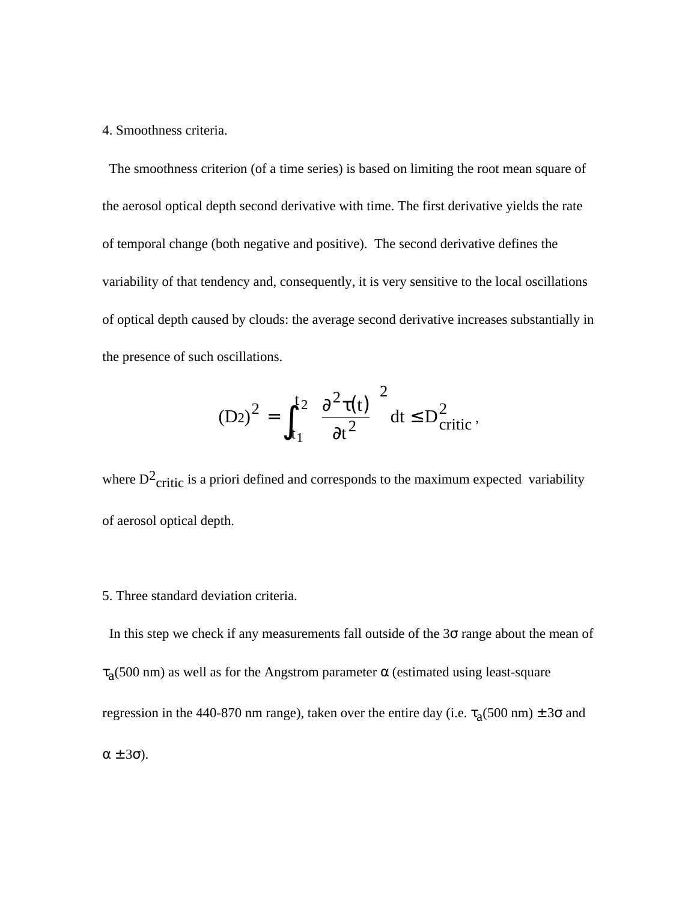4. Smoothness criteria.

The smoothness criterion (of a time series) is based on limiting the root mean square of the aerosol optical depth second derivative with time. The first derivative yields the rate of temporal change (both negative and positive). The second derivative defines the variability of that tendency and, consequently, it is very sensitive to the local oscillations of optical depth caused by clouds: the average second derivative increases substantially in the presence of such oscillations.

$$(D2)^2 = \int_{t_1}^{t_2} \left( \frac{\partial^2 \tau(t)}{\partial t^2} \right)^2 dt \leq D^2_{critic},$$

where $D^2_{critic}$ is a priori defined and corresponds to the maximum expected variability of aerosol optical depth.

5. Three standard deviation criteria.

In this step we check if any measurements fall outside of the $3\sigma$ range about the mean of $\tau_a$(500 nm) as well as for the Angstrom parameter $\alpha$ (estimated using least-square regression in the 440-870 nm range), taken over the entire day (i.e. $\tau_a$(500 nm) $\pm 3\sigma$ and $\alpha \pm 3\sigma$).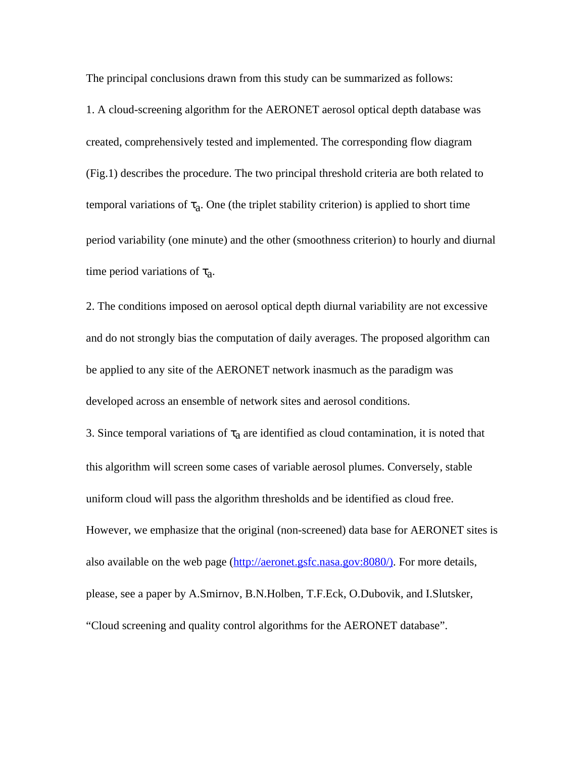The principal conclusions drawn from this study can be summarized as follows:

1. A cloud-screening algorithm for the AERONET aerosol optical depth database was created, comprehensively tested and implemented. The corresponding flow diagram (Fig.1) describes the procedure. The two principal threshold criteria are both related to temporal variations of $\tau_a$. One (the triplet stability criterion) is applied to short time period variability (one minute) and the other (smoothness criterion) to hourly and diurnal time period variations of $\tau_a$.

2. The conditions imposed on aerosol optical depth diurnal variability are not excessive and do not strongly bias the computation of daily averages. The proposed algorithm can be applied to any site of the AERONET network inasmuch as the paradigm was developed across an ensemble of network sites and aerosol conditions.

3. Since temporal variations of $\tau_a$ are identified as cloud contamination, it is noted that this algorithm will screen some cases of variable aerosol plumes. Conversely, stable uniform cloud will pass the algorithm thresholds and be identified as cloud free. However, we emphasize that the original (non-screened) data base for AERONET sites is also available on the web page (http://aeronet.gsfc.nasa.gov:8080/). For more details, please, see a paper by A.Smirnov, B.N.Holben, T.F.Eck, O.Dubovik, and I.Slutsker, "Cloud screening and quality control algorithms for the AERONET database".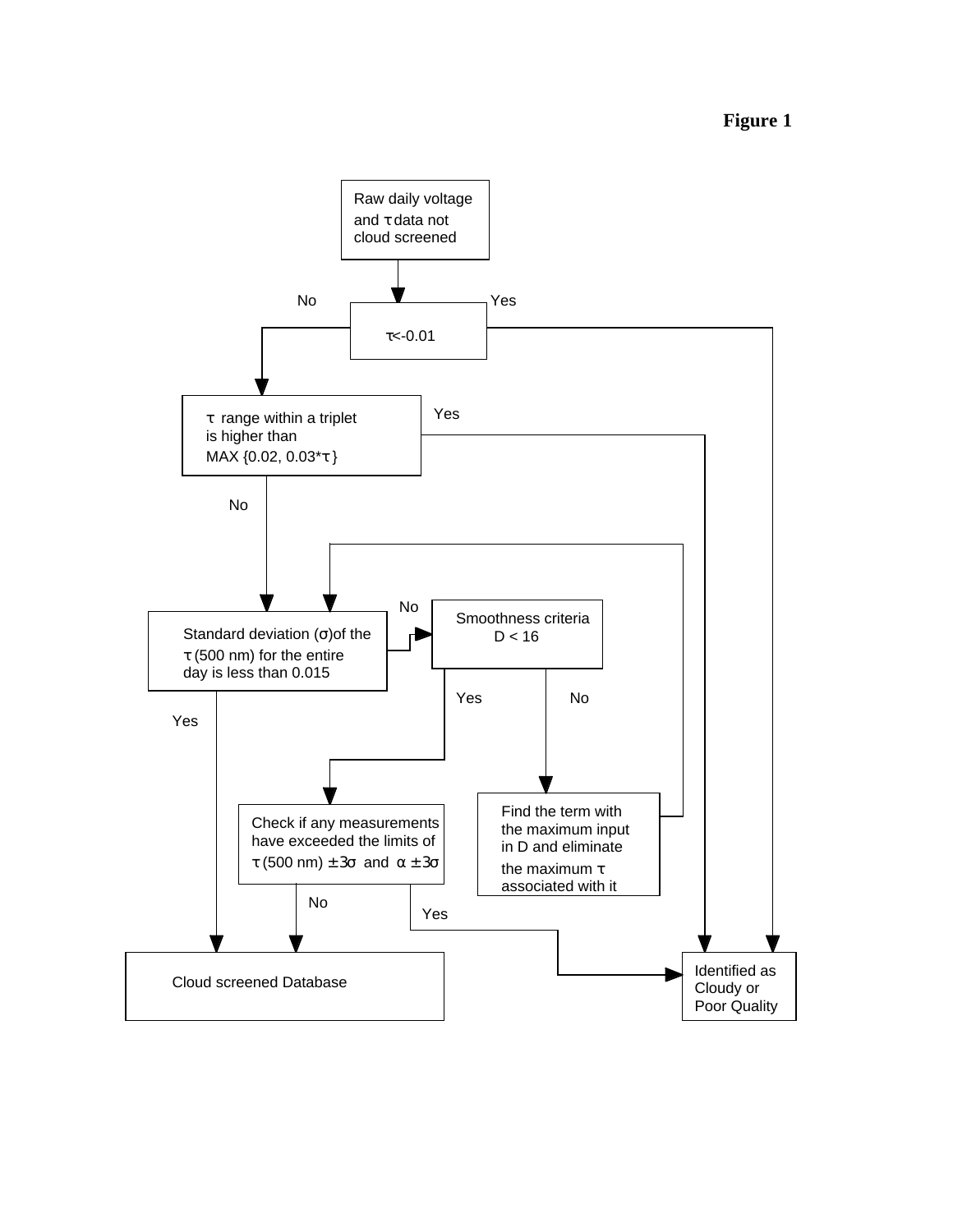**Figure 1**

Raw daily voltage and τ data not cloud screened

No

Yes

τ<-0.01

τ range within a triplet is higher than MAX {0.02, 0.03*τ}

Yes

No

No

Smoothness criteria D < 16

Standard deviation (σ)of the τ (500 nm) for the entire day is less than 0.015

Yes

No

Yes

Check if any measurements have exceeded the limits of τ (500 nm) ± 3σ and α ± 3σ

Find the term with the maximum input in D and eliminate the maximum τ associated with it

No

Yes

Cloud screened Database

Identified as Cloudy or Poor Quality